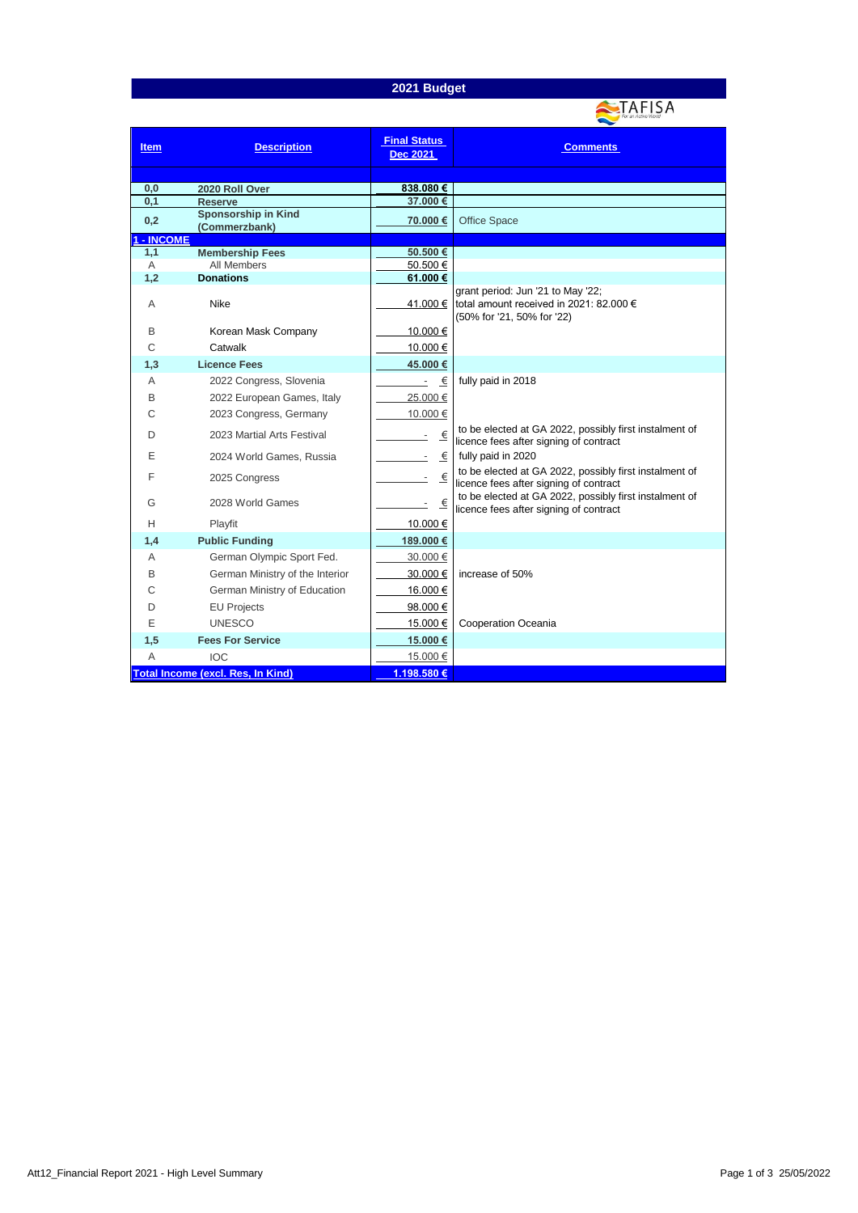# 2021 Budget

TAFISA

| Item | Description | Final Status Dec 2021 | Comments |
|---|---|---|---|
| 0,0 | **2020 Roll Over** | **838.080 €** | |
| 0,1 | **Reserve** | **37.000 €** | |
| 0,2 | **Sponsorship in Kind (Commerzbank)** | **70.000 €** | Office Space |
| **1 - INCOME** | | | |
| 1,1 | **Membership Fees** | **50.500 €** | |
| A | All Members | 50.500 € | |
| 1,2 | **Donations** | **61.000 €** | |
| A | Nike | 41.000 € | grant period: Jun '21 to May '22; total amount received in 2021: 82.000 € (50% for '21, 50% for '22) |
| B | Korean Mask Company | 10.000 € | |
| C | Catwalk | 10.000 € | |
| 1,3 | **Licence Fees** | **45.000 €** | |
| A | 2022 Congress, Slovenia | - € | fully paid in 2018 |
| B | 2022 European Games, Italy | 25.000 € | |
| C | 2023 Congress, Germany | 10.000 € | |
| D | 2023 Martial Arts Festival | - € | to be elected at GA 2022, possibly first instalment of licence fees after signing of contract |
| E | 2024 World Games, Russia | - € | fully paid in 2020 |
| F | 2025 Congress | - € | to be elected at GA 2022, possibly first instalment of licence fees after signing of contract |
| G | 2028 World Games | - € | to be elected at GA 2022, possibly first instalment of licence fees after signing of contract |
| H | Playfit | 10.000 € | |
| 1,4 | **Public Funding** | **189.000 €** | |
| A | German Olympic Sport Fed. | 30.000 € | |
| B | German Ministry of the Interior | 30.000 € | increase of 50% |
| C | German Ministry of Education | 16.000 € | |
| D | EU Projects | 98.000 € | |
| E | UNESCO | 15.000 € | Cooperation Oceania |
| 1,5 | **Fees For Service** | **15.000 €** | |
| A | IOC | 15.000 € | |
| **Total Income (excl. Res, In Kind)** | | **1.198.580 €** | |

Att12_Financial Report 2021 - High Level Summary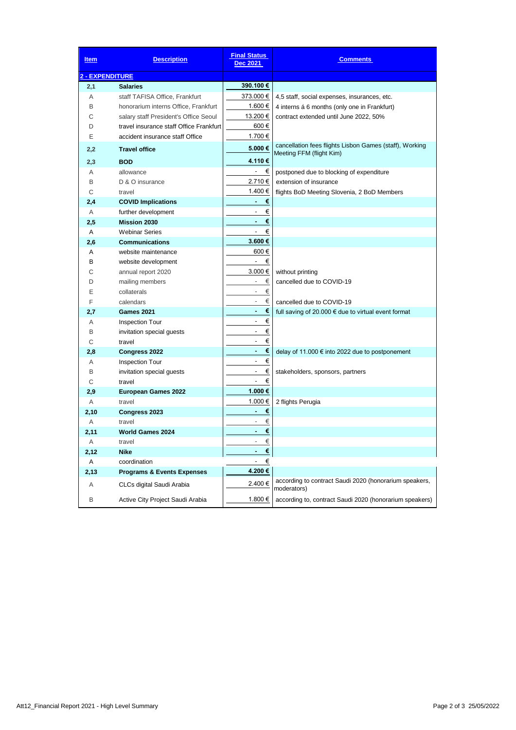| Item | Description | Final Status Dec 2021 | Comments |
|---|---|---|---|
| **2 - EXPENDITURE** | | | |
| **2,1** | **Salaries** | **390.100 €** | |
| A | staff TAFISA Office, Frankfurt | 373.000 € | 4,5 staff, social expenses, insurances, etc. |
| B | honorarium interns Office, Frankfurt | 1.600 € | 4 interns á 6 months (only one in Frankfurt) |
| C | salary staff President's Office Seoul | 13.200 € | contract extended until June 2022, 50% |
| D | travel insurance staff Office Frankfurt | 600 € | |
| E | accident insurance staff Office | 1.700 € | |
| **2,2** | **Travel office** | **5.000 €** | cancellation fees flights Lisbon Games (staff), Working Meeting FFM (flight Kim) |
| **2,3** | **BOD** | **4.110 €** | |
| A | allowance | - € | postponed due to blocking of expenditure |
| B | D & O insurance | 2.710 € | extension of insurance |
| C | travel | 1.400 € | flights BoD Meeting Slovenia, 2 BoD Members |
| **2,4** | **COVID Implications** | **- €** | |
| A | further development | - € | |
| **2,5** | **Mission 2030** | **- €** | |
| A | Webinar Series | - € | |
| **2,6** | **Communications** | **3.600 €** | |
| A | website maintenance | 600 € | |
| B | website development | - € | |
| C | annual report 2020 | 3.000 € | without printing |
| D | mailing members | - € | cancelled due to COVID-19 |
| E | collaterals | - € | |
| F | calendars | - € | cancelled due to COVID-19 |
| **2,7** | **Games 2021** | **- €** | full saving of 20.000 € due to virtual event format |
| A | Inspection Tour | - € | |
| B | invitation special guests | - € | |
| C | travel | - € | |
| **2,8** | **Congress 2022** | **- €** | delay of 11.000 € into 2022 due to postponement |
| A | Inspection Tour | - € | |
| B | invitation special guests | - € | stakeholders, sponsors, partners |
| C | travel | - € | |
| **2,9** | **European Games 2022** | **1.000 €** | |
| A | travel | 1.000 € | 2 flights Perugia |
| **2,10** | **Congress 2023** | **- €** | |
| A | travel | - € | |
| **2,11** | **World Games 2024** | **- €** | |
| A | travel | - € | |
| **2,12** | **Nike** | **- €** | |
| A | coordination | - € | |
| **2,13** | **Programs & Events Expenses** | **4.200 €** | |
| A | CLCs digital Saudi Arabia | 2.400 € | according to contract Saudi 2020 (honorarium speakers, moderators) |
| B | Active City Project Saudi Arabia | 1.800 € | according to, contract Saudi 2020 (honorarium speakers) |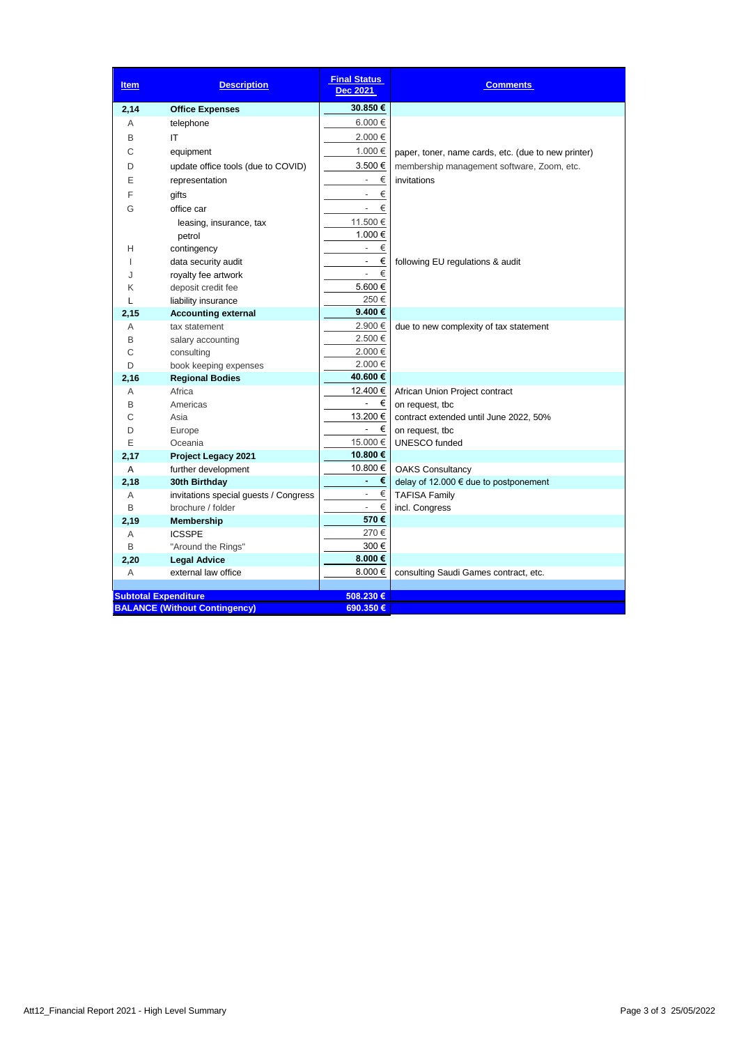| Item | Description | Final Status Dec 2021 | Comments |
|---|---|---|---|
| **2,14** | **Office Expenses** | **30.850 €** | |
| A | telephone | 6.000 € | |
| B | IT | 2.000 € | |
| C | equipment | 1.000 € | paper, toner, name cards, etc. (due to new printer) |
| D | update office tools (due to COVID) | 3.500 € | membership management software, Zoom, etc. |
| E | representation | - € | invitations |
| F | gifts | - € | |
| G | office car | - € | |
| | leasing, insurance, tax | 11.500 € | |
| | petrol | 1.000 € | |
| H | contingency | - € | |
| I | data security audit | - € | following EU regulations & audit |
| J | royalty fee artwork | - € | |
| K | deposit credit fee | 5.600 € | |
| L | liability insurance | 250 € | |
| **2,15** | **Accounting external** | **9.400 €** | |
| A | tax statement | 2.900 € | due to new complexity of tax statement |
| B | salary accounting | 2.500 € | |
| C | consulting | 2.000 € | |
| D | book keeping expenses | 2.000 € | |
| **2,16** | **Regional Bodies** | **40.600 €** | |
| A | Africa | 12.400 € | African Union Project contract |
| B | Americas | - € | on request, tbc |
| C | Asia | 13.200 € | contract extended until June 2022, 50% |
| D | Europe | - € | on request, tbc |
| E | Oceania | 15.000 € | UNESCO funded |
| **2,17** | **Project Legacy 2021** | **10.800 €** | |
| A | further development | 10.800 € | OAKS Consultancy |
| **2,18** | **30th Birthday** | **- €** | delay of 12.000 € due to postponement |
| A | invitations special guests / Congress | - € | TAFISA Family |
| B | brochure / folder | - € | incl. Congress |
| **2,19** | **Membership** | **570 €** | |
| A | ICSSPE | 270 € | |
| B | "Around the Rings" | 300 € | |
| **2,20** | **Legal Advice** | **8.000 €** | |
| A | external law office | 8.000 € | consulting Saudi Games contract, etc. |
| **Subtotal Expenditure** | | **508.230 €** | |
| **BALANCE (Without Contingency)** | | **690.350 €** | |

Att12_Financial Report 2021 - High Level Summary